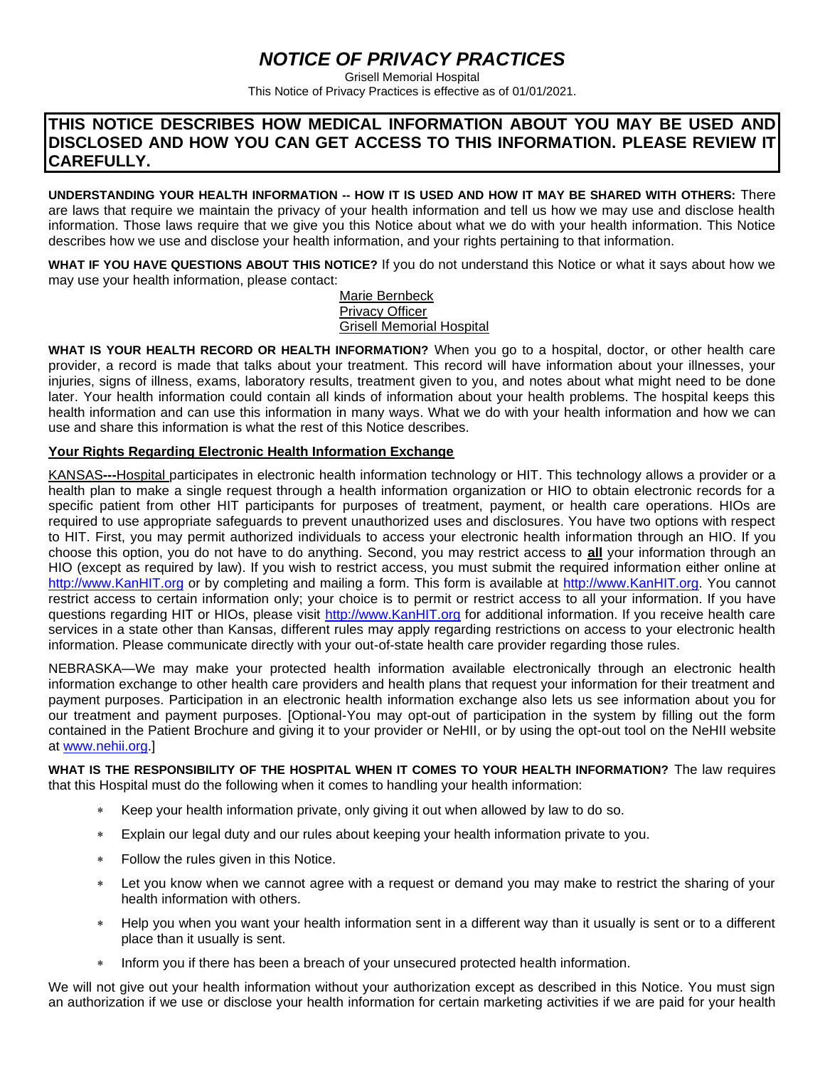# *NOTICE OF PRIVACY PRACTICES*

Grisell Memorial Hospital

This Notice of Privacy Practices is effective as of 01/01/2021.

**THIS NOTICE DESCRIBES HOW MEDICAL INFORMATION ABOUT YOU MAY BE USED AND DISCLOSED AND HOW YOU CAN GET ACCESS TO THIS INFORMATION. PLEASE REVIEW IT CAREFULLY.**

**UNDERSTANDING YOUR HEALTH INFORMATION -- HOW IT IS USED AND HOW IT MAY BE SHARED WITH OTHERS:** There are laws that require we maintain the privacy of your health information and tell us how we may use and disclose health information. Those laws require that we give you this Notice about what we do with your health information. This Notice describes how we use and disclose your health information, and your rights pertaining to that information.

**WHAT IF YOU HAVE QUESTIONS ABOUT THIS NOTICE?** If you do not understand this Notice or what it says about how we may use your health information, please contact:

Marie Bernbeck
Privacy Officer
Grisell Memorial Hospital

**WHAT IS YOUR HEALTH RECORD OR HEALTH INFORMATION?** When you go to a hospital, doctor, or other health care provider, a record is made that talks about your treatment. This record will have information about your illnesses, your injuries, signs of illness, exams, laboratory results, treatment given to you, and notes about what might need to be done later. Your health information could contain all kinds of information about your health problems. The hospital keeps this health information and can use this information in many ways. What we do with your health information and how we can use and share this information is what the rest of this Notice describes.

## Your Rights Regarding Electronic Health Information Exchange

KANSAS**---**Hospital participates in electronic health information technology or HIT. This technology allows a provider or a health plan to make a single request through a health information organization or HIO to obtain electronic records for a specific patient from other HIT participants for purposes of treatment, payment, or health care operations. HIOs are required to use appropriate safeguards to prevent unauthorized uses and disclosures. You have two options with respect to HIT. First, you may permit authorized individuals to access your electronic health information through an HIO. If you choose this option, you do not have to do anything. Second, you may restrict access to **all** your information through an HIO (except as required by law). If you wish to restrict access, you must submit the required information either online at http://www.KanHIT.org or by completing and mailing a form. This form is available at http://www.KanHIT.org. You cannot restrict access to certain information only; your choice is to permit or restrict access to all your information. If you have questions regarding HIT or HIOs, please visit http://www.KanHIT.org for additional information. If you receive health care services in a state other than Kansas, different rules may apply regarding restrictions on access to your electronic health information. Please communicate directly with your out-of-state health care provider regarding those rules.

NEBRASKA—We may make your protected health information available electronically through an electronic health information exchange to other health care providers and health plans that request your information for their treatment and payment purposes. Participation in an electronic health information exchange also lets us see information about you for our treatment and payment purposes. [Optional-You may opt-out of participation in the system by filling out the form contained in the Patient Brochure and giving it to your provider or NeHII, or by using the opt-out tool on the NeHII website at www.nehii.org.]

**WHAT IS THE RESPONSIBILITY OF THE HOSPITAL WHEN IT COMES TO YOUR HEALTH INFORMATION?** The law requires that this Hospital must do the following when it comes to handling your health information:

- Keep your health information private, only giving it out when allowed by law to do so.
- Explain our legal duty and our rules about keeping your health information private to you.
- Follow the rules given in this Notice.
- Let you know when we cannot agree with a request or demand you may make to restrict the sharing of your health information with others.
- Help you when you want your health information sent in a different way than it usually is sent or to a different place than it usually is sent.
- Inform you if there has been a breach of your unsecured protected health information.

We will not give out your health information without your authorization except as described in this Notice. You must sign an authorization if we use or disclose your health information for certain marketing activities if we are paid for your health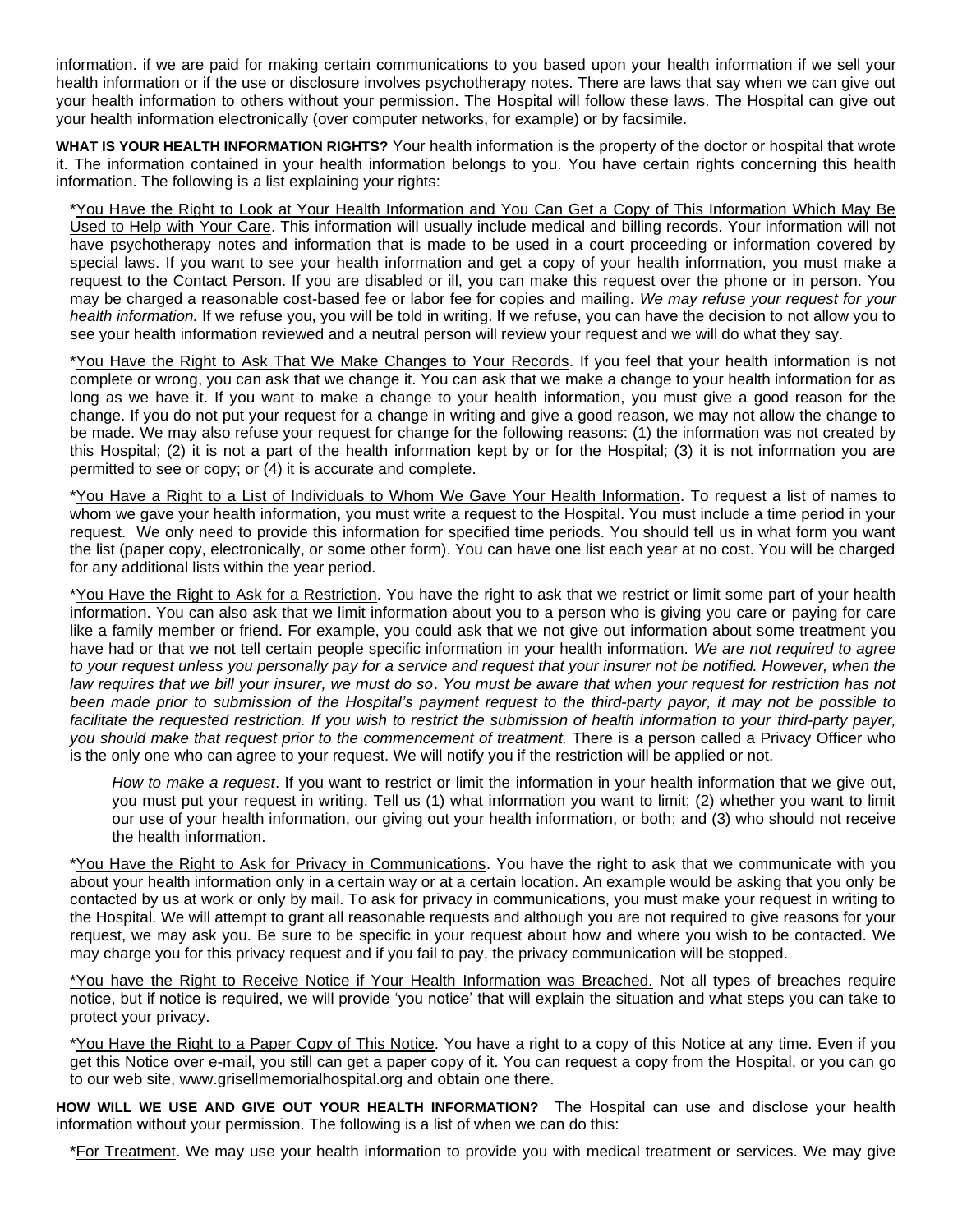information. if we are paid for making certain communications to you based upon your health information if we sell your health information or if the use or disclosure involves psychotherapy notes. There are laws that say when we can give out your health information to others without your permission. The Hospital will follow these laws. The Hospital can give out your health information electronically (over computer networks, for example) or by facsimile.

**WHAT IS YOUR HEALTH INFORMATION RIGHTS?** Your health information is the property of the doctor or hospital that wrote it. The information contained in your health information belongs to you. You have certain rights concerning this health information. The following is a list explaining your rights:

*<u>You Have the Right to Look at Your Health Information and You Can Get a Copy of This Information Which May Be Used to Help with Your Care</u>. This information will usually include medical and billing records. Your information will not have psychotherapy notes and information that is made to be used in a court proceeding or information covered by special laws. If you want to see your health information and get a copy of your health information, you must make a request to the Contact Person. If you are disabled or ill, you can make this request over the phone or in person. You may be charged a reasonable cost-based fee or labor fee for copies and mailing. *We may refuse your request for your health information.* If we refuse you, you will be told in writing. If we refuse, you can have the decision to not allow you to see your health information reviewed and a neutral person will review your request and we will do what they say.

*<u>You Have the Right to Ask That We Make Changes to Your Records</u>. If you feel that your health information is not complete or wrong, you can ask that we change it. You can ask that we make a change to your health information for as long as we have it. If you want to make a change to your health information, you must give a good reason for the change. If you do not put your request for a change in writing and give a good reason, we may not allow the change to be made. We may also refuse your request for change for the following reasons: (1) the information was not created by this Hospital; (2) it is not a part of the health information kept by or for the Hospital; (3) it is not information you are permitted to see or copy; or (4) it is accurate and complete.

*<u>You Have a Right to a List of Individuals to Whom We Gave Your Health Information</u>. To request a list of names to whom we gave your health information, you must write a request to the Hospital. You must include a time period in your request. We only need to provide this information for specified time periods. You should tell us in what form you want the list (paper copy, electronically, or some other form). You can have one list each year at no cost. You will be charged for any additional lists within the year period.

*<u>You Have the Right to Ask for a Restriction</u>. You have the right to ask that we restrict or limit some part of your health information. You can also ask that we limit information about you to a person who is giving you care or paying for care like a family member or friend. For example, you could ask that we not give out information about some treatment you have had or that we not tell certain people specific information in your health information. *We are not required to agree to your request unless you personally pay for a service and request that your insurer not be notified. However, when the law requires that we bill your insurer, we must do so*. *You must be aware that when your request for restriction has not been made prior to submission of the Hospital's payment request to the third-party payor, it may not be possible to facilitate the requested restriction. If you wish to restrict the submission of health information to your third-party payer, you should make that request prior to the commencement of treatment.* There is a person called a Privacy Officer who is the only one who can agree to your request. We will notify you if the restriction will be applied or not.

> *How to make a request*. If you want to restrict or limit the information in your health information that we give out, you must put your request in writing. Tell us (1) what information you want to limit; (2) whether you want to limit our use of your health information, our giving out your health information, or both; and (3) who should not receive the health information.

*<u>You Have the Right to Ask for Privacy in Communications</u>. You have the right to ask that we communicate with you about your health information only in a certain way or at a certain location. An example would be asking that you only be contacted by us at work or only by mail. To ask for privacy in communications, you must make your request in writing to the Hospital. We will attempt to grant all reasonable requests and although you are not required to give reasons for your request, we may ask you. Be sure to be specific in your request about how and where you wish to be contacted. We may charge you for this privacy request and if you fail to pay, the privacy communication will be stopped.

*<u>You have the Right to Receive Notice if Your Health Information was Breached.</u> Not all types of breaches require notice, but if notice is required, we will provide 'you notice' that will explain the situation and what steps you can take to protect your privacy.

*<u>You Have the Right to a Paper Copy of This Notice</u>. You have a right to a copy of this Notice at any time. Even if you get this Notice over e-mail, you still can get a paper copy of it. You can request a copy from the Hospital, or you can go to our web site, www.grisellmemorialhospital.org and obtain one there.

**HOW WILL WE USE AND GIVE OUT YOUR HEALTH INFORMATION?** The Hospital can use and disclose your health information without your permission. The following is a list of when we can do this:

*<u>For Treatment</u>. We may use your health information to provide you with medical treatment or services. We may give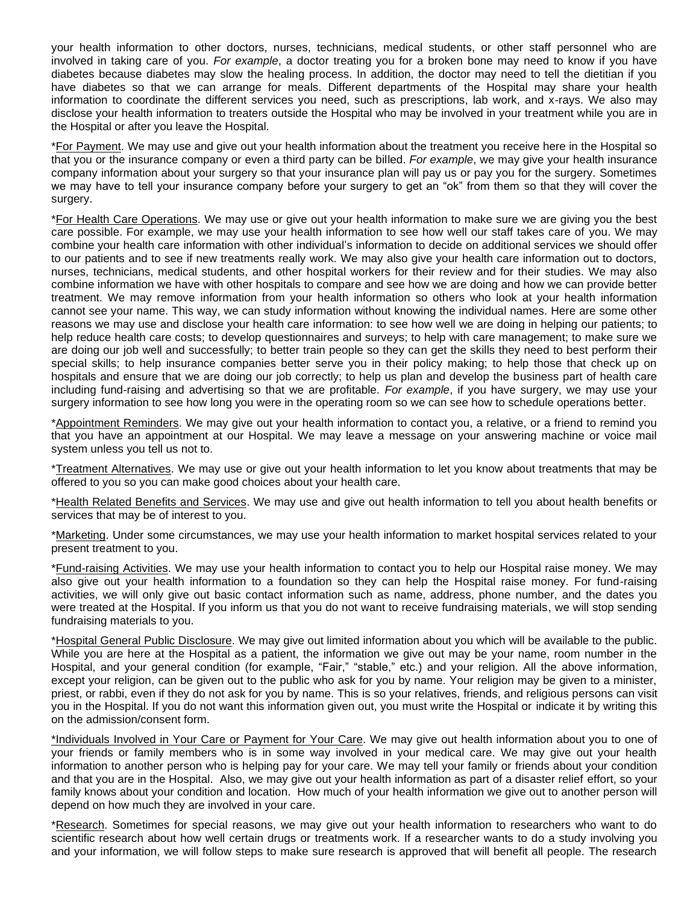your health information to other doctors, nurses, technicians, medical students, or other staff personnel who are involved in taking care of you. *For example*, a doctor treating you for a broken bone may need to know if you have diabetes because diabetes may slow the healing process. In addition, the doctor may need to tell the dietitian if you have diabetes so that we can arrange for meals. Different departments of the Hospital may share your health information to coordinate the different services you need, such as prescriptions, lab work, and x-rays. We also may disclose your health information to treaters outside the Hospital who may be involved in your treatment while you are in the Hospital or after you leave the Hospital.

*<u>For Payment</u>. We may use and give out your health information about the treatment you receive here in the Hospital so that you or the insurance company or even a third party can be billed. *For example*, we may give your health insurance company information about your surgery so that your insurance plan will pay us or pay you for the surgery. Sometimes we may have to tell your insurance company before your surgery to get an "ok" from them so that they will cover the surgery.

*<u>For Health Care Operations</u>. We may use or give out your health information to make sure we are giving you the best care possible. For example, we may use your health information to see how well our staff takes care of you. We may combine your health care information with other individual's information to decide on additional services we should offer to our patients and to see if new treatments really work. We may also give your health care information out to doctors, nurses, technicians, medical students, and other hospital workers for their review and for their studies. We may also combine information we have with other hospitals to compare and see how we are doing and how we can provide better treatment. We may remove information from your health information so others who look at your health information cannot see your name. This way, we can study information without knowing the individual names. Here are some other reasons we may use and disclose your health care information: to see how well we are doing in helping our patients; to help reduce health care costs; to develop questionnaires and surveys; to help with care management; to make sure we are doing our job well and successfully; to better train people so they can get the skills they need to best perform their special skills; to help insurance companies better serve you in their policy making; to help those that check up on hospitals and ensure that we are doing our job correctly; to help us plan and develop the business part of health care including fund-raising and advertising so that we are profitable. *For example*, if you have surgery, we may use your surgery information to see how long you were in the operating room so we can see how to schedule operations better.

*<u>Appointment Reminders</u>. We may give out your health information to contact you, a relative, or a friend to remind you that you have an appointment at our Hospital. We may leave a message on your answering machine or voice mail system unless you tell us not to.

*<u>Treatment Alternatives</u>. We may use or give out your health information to let you know about treatments that may be offered to you so you can make good choices about your health care.

*<u>Health Related Benefits and Services</u>. We may use and give out health information to tell you about health benefits or services that may be of interest to you.

*<u>Marketing</u>. Under some circumstances, we may use your health information to market hospital services related to your present treatment to you.

*<u>Fund-raising Activities</u>. We may use your health information to contact you to help our Hospital raise money. We may also give out your health information to a foundation so they can help the Hospital raise money. For fund-raising activities, we will only give out basic contact information such as name, address, phone number, and the dates you were treated at the Hospital. If you inform us that you do not want to receive fundraising materials, we will stop sending fundraising materials to you.

*<u>Hospital General Public Disclosure</u>. We may give out limited information about you which will be available to the public. While you are here at the Hospital as a patient, the information we give out may be your name, room number in the Hospital, and your general condition (for example, "Fair," "stable," etc.) and your religion. All the above information, except your religion, can be given out to the public who ask for you by name. Your religion may be given to a minister, priest, or rabbi, even if they do not ask for you by name. This is so your relatives, friends, and religious persons can visit you in the Hospital. If you do not want this information given out, you must write the Hospital or indicate it by writing this on the admission/consent form.

*<u>Individuals Involved in Your Care or Payment for Your Care</u>. We may give out health information about you to one of your friends or family members who is in some way involved in your medical care. We may give out your health information to another person who is helping pay for your care. We may tell your family or friends about your condition and that you are in the Hospital. Also, we may give out your health information as part of a disaster relief effort, so your family knows about your condition and location. How much of your health information we give out to another person will depend on how much they are involved in your care.

*<u>Research</u>. Sometimes for special reasons, we may give out your health information to researchers who want to do scientific research about how well certain drugs or treatments work. If a researcher wants to do a study involving you and your information, we will follow steps to make sure research is approved that will benefit all people. The research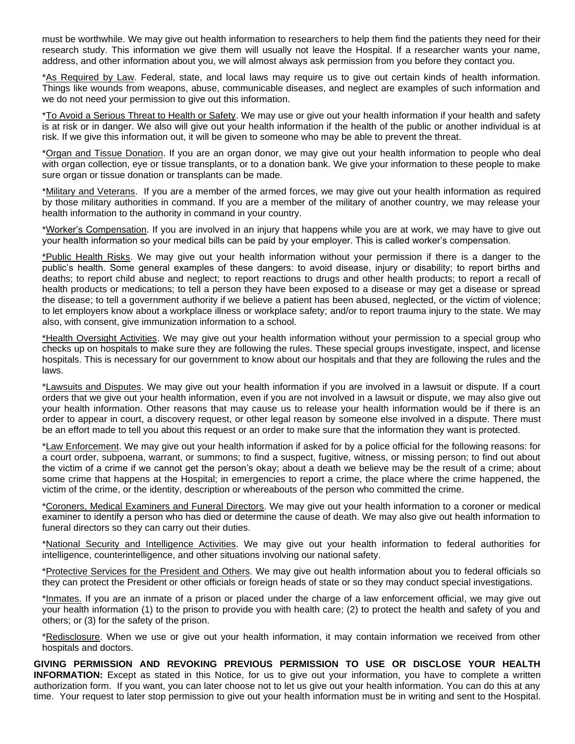must be worthwhile. We may give out health information to researchers to help them find the patients they need for their research study. This information we give them will usually not leave the Hospital. If a researcher wants your name, address, and other information about you, we will almost always ask permission from you before they contact you.

*<u>As Required by Law</u>. Federal, state, and local laws may require us to give out certain kinds of health information. Things like wounds from weapons, abuse, communicable diseases, and neglect are examples of such information and we do not need your permission to give out this information.

*<u>To Avoid a Serious Threat to Health or Safety</u>. We may use or give out your health information if your health and safety is at risk or in danger. We also will give out your health information if the health of the public or another individual is at risk. If we give this information out, it will be given to someone who may be able to prevent the threat.

*<u>Organ and Tissue Donation</u>. If you are an organ donor, we may give out your health information to people who deal with organ collection, eye or tissue transplants, or to a donation bank. We give your information to these people to make sure organ or tissue donation or transplants can be made.

*<u>Military and Veterans</u>. If you are a member of the armed forces, we may give out your health information as required by those military authorities in command. If you are a member of the military of another country, we may release your health information to the authority in command in your country.

*<u>Worker's Compensation</u>. If you are involved in an injury that happens while you are at work, we may have to give out your health information so your medical bills can be paid by your employer. This is called worker's compensation.

<u>*Public Health Risks</u>. We may give out your health information without your permission if there is a danger to the public's health. Some general examples of these dangers: to avoid disease, injury or disability; to report births and deaths; to report child abuse and neglect; to report reactions to drugs and other health products; to report a recall of health products or medications; to tell a person they have been exposed to a disease or may get a disease or spread the disease; to tell a government authority if we believe a patient has been abused, neglected, or the victim of violence; to let employers know about a workplace illness or workplace safety; and/or to report trauma injury to the state. We may also, with consent, give immunization information to a school.

<u>*Health Oversight Activities</u>. We may give out your health information without your permission to a special group who checks up on hospitals to make sure they are following the rules. These special groups investigate, inspect, and license hospitals. This is necessary for our government to know about our hospitals and that they are following the rules and the laws.

*<u>Lawsuits and Disputes</u>. We may give out your health information if you are involved in a lawsuit or dispute. If a court orders that we give out your health information, even if you are not involved in a lawsuit or dispute, we may also give out your health information. Other reasons that may cause us to release your health information would be if there is an order to appear in court, a discovery request, or other legal reason by someone else involved in a dispute. There must be an effort made to tell you about this request or an order to make sure that the information they want is protected.

*<u>Law Enforcement</u>. We may give out your health information if asked for by a police official for the following reasons: for a court order, subpoena, warrant, or summons; to find a suspect, fugitive, witness, or missing person; to find out about the victim of a crime if we cannot get the person's okay; about a death we believe may be the result of a crime; about some crime that happens at the Hospital; in emergencies to report a crime, the place where the crime happened, the victim of the crime, or the identity, description or whereabouts of the person who committed the crime.

*<u>Coroners, Medical Examiners and Funeral Directors</u>. We may give out your health information to a coroner or medical examiner to identify a person who has died or determine the cause of death. We may also give out health information to funeral directors so they can carry out their duties.

*<u>National Security and Intelligence Activities</u>. We may give out your health information to federal authorities for intelligence, counterintelligence, and other situations involving our national safety.

*<u>Protective Services for the President and Others</u>. We may give out health information about you to federal officials so they can protect the President or other officials or foreign heads of state or so they may conduct special investigations.

*<u>Inmates.</u> If you are an inmate of a prison or placed under the charge of a law enforcement official, we may give out your health information (1) to the prison to provide you with health care; (2) to protect the health and safety of you and others; or (3) for the safety of the prison.

*<u>Redisclosure</u>. When we use or give out your health information, it may contain information we received from other hospitals and doctors.

**GIVING PERMISSION AND REVOKING PREVIOUS PERMISSION TO USE OR DISCLOSE YOUR HEALTH INFORMATION:** Except as stated in this Notice, for us to give out your information, you have to complete a written authorization form. If you want, you can later choose not to let us give out your health information. You can do this at any time. Your request to later stop permission to give out your health information must be in writing and sent to the Hospital.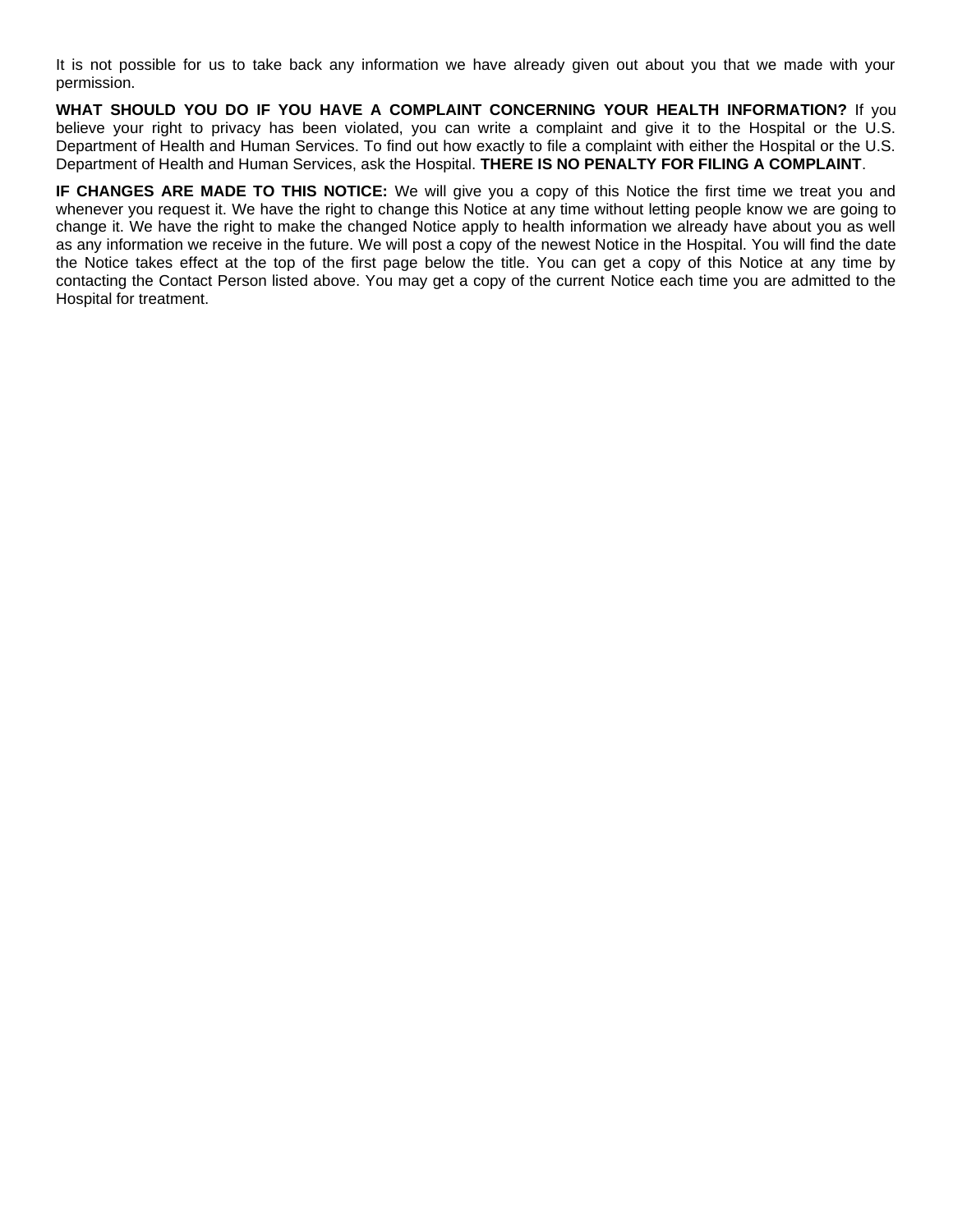It is not possible for us to take back any information we have already given out about you that we made with your permission.

**WHAT SHOULD YOU DO IF YOU HAVE A COMPLAINT CONCERNING YOUR HEALTH INFORMATION?** If you believe your right to privacy has been violated, you can write a complaint and give it to the Hospital or the U.S. Department of Health and Human Services. To find out how exactly to file a complaint with either the Hospital or the U.S. Department of Health and Human Services, ask the Hospital. **THERE IS NO PENALTY FOR FILING A COMPLAINT**.

**IF CHANGES ARE MADE TO THIS NOTICE:** We will give you a copy of this Notice the first time we treat you and whenever you request it. We have the right to change this Notice at any time without letting people know we are going to change it. We have the right to make the changed Notice apply to health information we already have about you as well as any information we receive in the future. We will post a copy of the newest Notice in the Hospital. You will find the date the Notice takes effect at the top of the first page below the title. You can get a copy of this Notice at any time by contacting the Contact Person listed above. You may get a copy of the current Notice each time you are admitted to the Hospital for treatment.